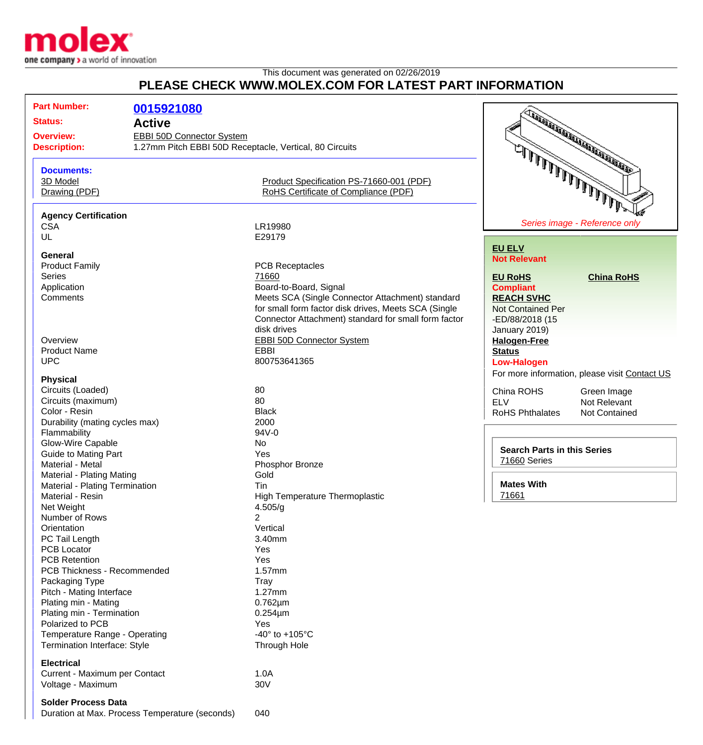molex
one company > a world of innovation

This document was generated on 02/26/2019

# PLEASE CHECK WWW.MOLEX.COM FOR LATEST PART INFORMATION

**Part Number:** 0015921080
**Status:** Active
**Overview:** EBBI 50D Connector System
**Description:** 1.27mm Pitch EBBI 50D Receptacle, Vertical, 80 Circuits

**Documents:**
3D Model
Drawing (PDF)
Product Specification PS-71660-001 (PDF)
RoHS Certificate of Compliance (PDF)

*Series image - Reference only*

**EU ELV**
**Not Relevant**

**EU RoHS**
**Compliant**

**China RoHS**

**REACH SVHC**
Not Contained Per -ED/88/2018 (15 January 2019)

**Halogen-Free Status**
**Low-Halogen**

For more information, please visit Contact US

| | |
|---|---|
| China ROHS | Green Image |
| ELV | Not Relevant |
| RoHS Phthalates | Not Contained |

**Search Parts in this Series**
71660 Series

**Mates With**
71661

### Agency Certification

| | |
|---|---|
| CSA | LR19980 |
| UL | E29179 |

### General

| | |
|---|---|
| Product Family | PCB Receptacles |
| Series | 71660 |
| Application | Board-to-Board, Signal |
| Comments | Meets SCA (Single Connector Attachment) standard for small form factor disk drives, Meets SCA (Single Connector Attachment) standard for small form factor disk drives |
| Overview | EBBI 50D Connector System |
| Product Name | EBBI |
| UPC | 800753641365 |

### Physical

| | |
|---|---|
| Circuits (Loaded) | 80 |
| Circuits (maximum) | 80 |
| Color - Resin | Black |
| Durability (mating cycles max) | 2000 |
| Flammability | 94V-0 |
| Glow-Wire Capable | No |
| Guide to Mating Part | Yes |
| Material - Metal | Phosphor Bronze |
| Material - Plating Mating | Gold |
| Material - Plating Termination | Tin |
| Material - Resin | High Temperature Thermoplastic |
| Net Weight | 4.505/g |
| Number of Rows | 2 |
| Orientation | Vertical |
| PC Tail Length | 3.40mm |
| PCB Locator | Yes |
| PCB Retention | Yes |
| PCB Thickness - Recommended | 1.57mm |
| Packaging Type | Tray |
| Pitch - Mating Interface | 1.27mm |
| Plating min - Mating | 0.762µm |
| Plating min - Termination | 0.254µm |
| Polarized to PCB | Yes |
| Temperature Range - Operating | -40° to +105°C |
| Termination Interface: Style | Through Hole |

### Electrical

| | |
|---|---|
| Current - Maximum per Contact | 1.0A |
| Voltage - Maximum | 30V |

### Solder Process Data

| | |
|---|---|
| Duration at Max. Process Temperature (seconds) | 040 |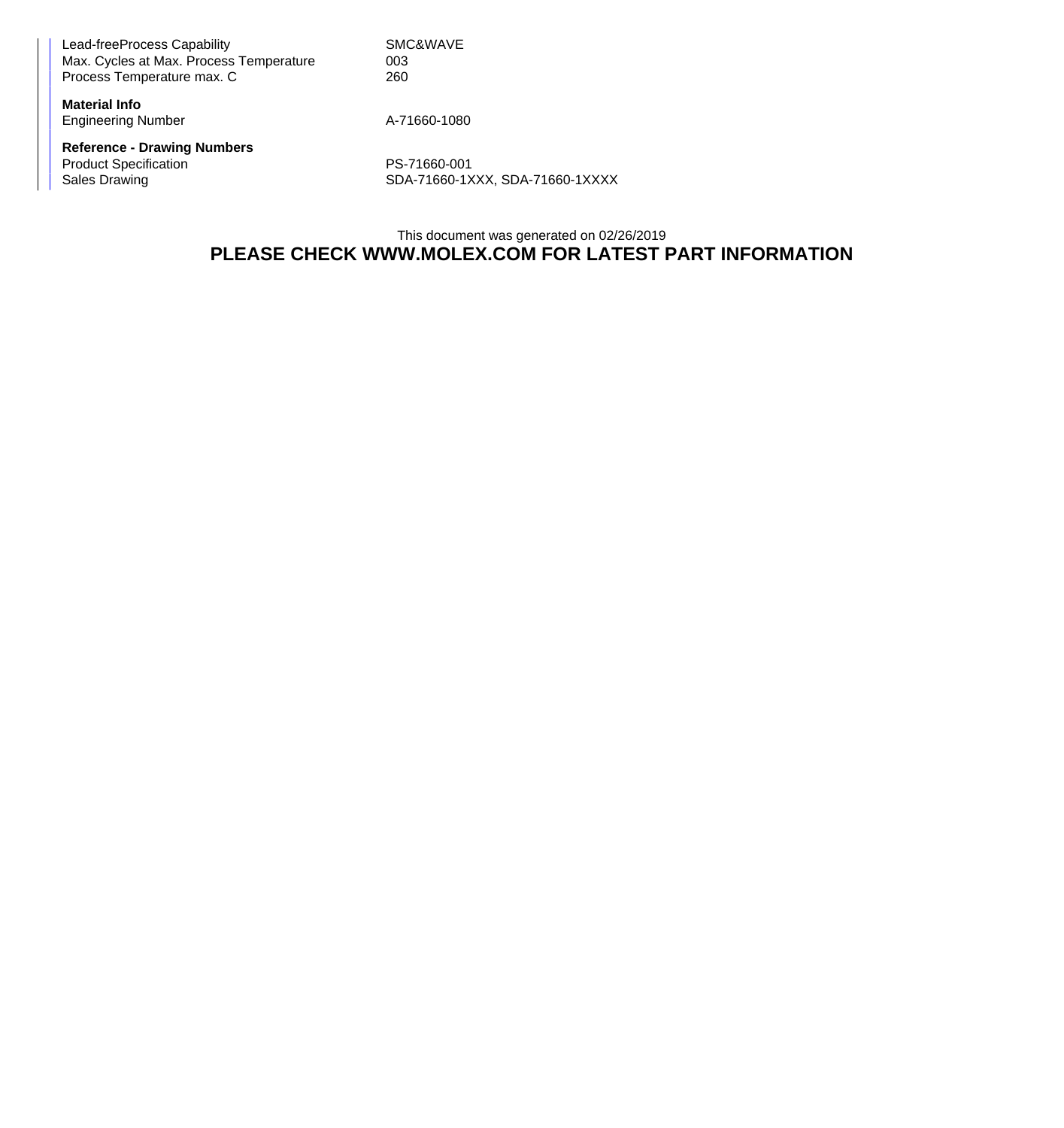| | |
|---|---|
| Lead-freeProcess Capability | SMC&WAVE |
| Max. Cycles at Max. Process Temperature | 003 |
| Process Temperature max. C | 260 |

**Material Info**

| | |
|---|---|
| Engineering Number | A-71660-1080 |

**Reference - Drawing Numbers**

| | |
|---|---|
| Product Specification | PS-71660-001 |
| Sales Drawing | SDA-71660-1XXX, SDA-71660-1XXXX |

This document was generated on 02/26/2019

**PLEASE CHECK WWW.MOLEX.COM FOR LATEST PART INFORMATION**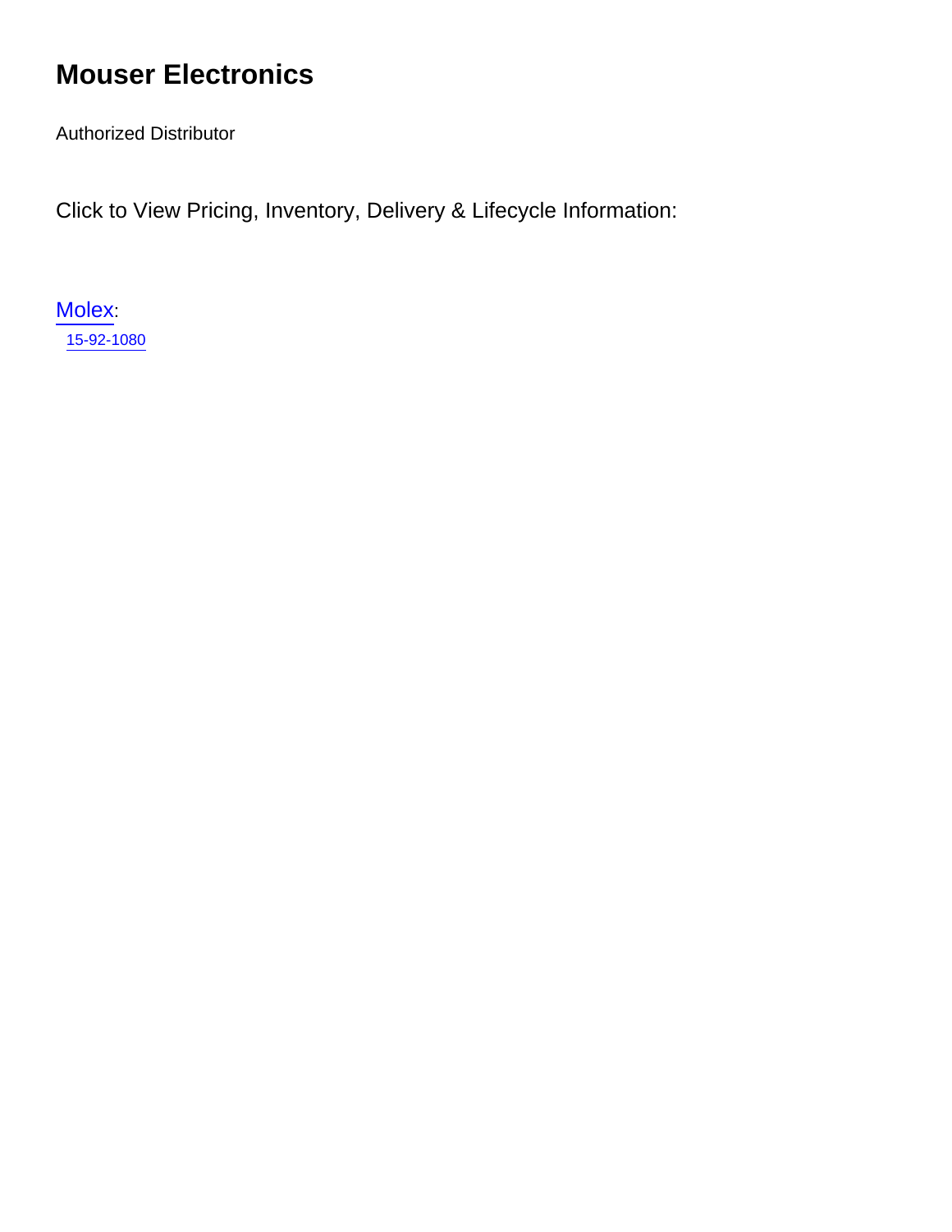# Mouser Electronics

Authorized Distributor

Click to View Pricing, Inventory, Delivery & Lifecycle Information:

Molex:

15-92-1080